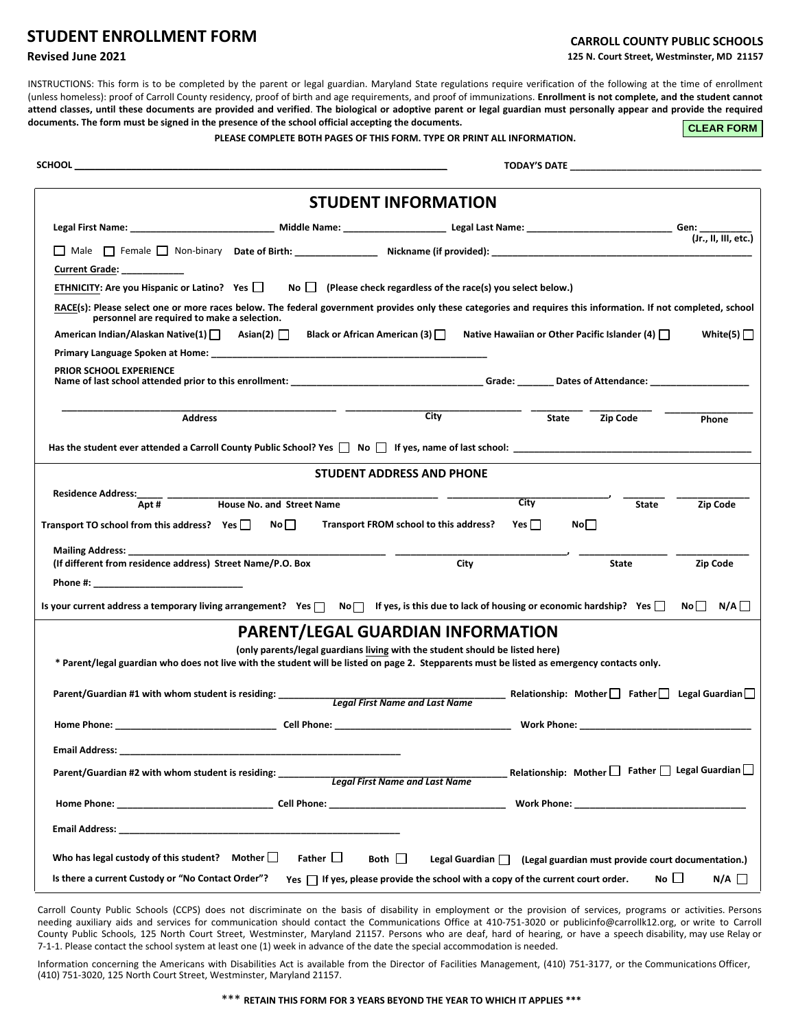# STUDENT ENROLLMENT FORM

**Revised June 2021**

**CARROLL COUNTY PUBLIC SCHOOLS**
**125 N. Court Street, Westminster, MD 21157**

INSTRUCTIONS: This form is to be completed by the parent or legal guardian. Maryland State regulations require verification of the following at the time of enrollment (unless homeless): proof of Carroll County residency, proof of birth and age requirements, and proof of immunizations. **Enrollment is not complete, and the student cannot attend classes, until these documents are provided and verified**. **The biological or adoptive parent or legal guardian must personally appear and provide the required documents. The form must be signed in the presence of the school official accepting the documents.**

CLEAR FORM

**PLEASE COMPLETE BOTH PAGES OF THIS FORM. TYPE OR PRINT ALL INFORMATION.**

**SCHOOL** ______________________________ **TODAY'S DATE** ______________________________

## STUDENT INFORMATION

**Legal First Name:** ____________ **Middle Name:** ____________ **Legal Last Name:** ____________ **Gen:** ________ **(Jr., II, III, etc.)**

☐ Male ☐ Female ☐ Non-binary **Date of Birth:** ____________ **Nickname (if provided):** ______________________

**Current Grade:** ____________

**ETHNICITY: Are you Hispanic or Latino?** Yes ☐ No ☐ **(Please check regardless of the race(s) you select below.)**

**RACE(s): Please select one or more races below. The federal government provides only these categories and requires this information. If not completed, school personnel are required to make a selection.**

**American Indian/Alaskan Native(1)** ☐ **Asian(2)** ☐ **Black or African American (3)** ☐ **Native Hawaiian or Other Pacific Islander (4)** ☐ **White(5)** ☐

**Primary Language Spoken at Home:** ______________________________

**PRIOR SCHOOL EXPERIENCE**
**Name of last school attended prior to this enrollment:** ______________________ **Grade:** _______ **Dates of Attendance:** ____________

______________________ ____________ ________ ________ ____________
**Address** **City** **State** **Zip Code** **Phone**

**Has the student ever attended a Carroll County Public School? Yes** ☐ **No** ☐ **If yes, name of last school:** ______________________

### STUDENT ADDRESS AND PHONE

**Residence Address:** _____ ______________________ ____________, ________ ________
**Apt #** **House No. and Street Name** **City** **State** **Zip Code**

**Transport TO school from this address? Yes** ☐ **No** ☐ **Transport FROM school to this address? Yes** ☐ **No** ☐

**Mailing Address:** ______________________ ____________, ________ ________
**(If different from residence address) Street Name/P.O. Box** **City** **State** **Zip Code**

**Phone #:** ______________________

**Is your current address a temporary living arrangement? Yes** ☐ **No** ☐ **If yes, is this due to lack of housing or economic hardship? Yes** ☐ **No** ☐ **N/A** ☐

## PARENT/LEGAL GUARDIAN INFORMATION

**(only parents/legal guardians living with the student should be listed here)**

**\* Parent/legal guardian who does not live with the student will be listed on page 2. Stepparents must be listed as emergency contacts only.**

**Parent/Guardian #1 with whom student is residing:** ______________________ **Relationship: Mother** ☐ **Father** ☐ **Legal Guardian** ☐
***Legal First Name and Last Name***

**Home Phone:** ____________ **Cell Phone:** ____________ **Work Phone:** ____________

**Email Address:** ______________________

**Parent/Guardian #2 with whom student is residing:** ______________________ **Relationship: Mother** ☐ **Father** ☐ **Legal Guardian** ☐
***Legal First Name and Last Name***

**Home Phone:** ____________ **Cell Phone:** ____________ **Work Phone:** ____________

**Email Address:** ______________________

**Who has legal custody of this student? Mother** ☐ **Father** ☐ **Both** ☐ **Legal Guardian** ☐ **(Legal guardian must provide court documentation.)**

**Is there a current Custody or "No Contact Order"? Yes** ☐ **If yes, please provide the school with a copy of the current court order. No** ☐ **N/A** ☐

Carroll County Public Schools (CCPS) does not discriminate on the basis of disability in employment or the provision of services, programs or activities. Persons needing auxiliary aids and services for communication should contact the Communications Office at 410-751-3020 or publicinfo@carrollk12.org, or write to Carroll County Public Schools, 125 North Court Street, Westminster, Maryland 21157. Persons who are deaf, hard of hearing, or have a speech disability, may use Relay or 7-1-1. Please contact the school system at least one (1) week in advance of the date the special accommodation is needed.

Information concerning the Americans with Disabilities Act is available from the Director of Facilities Management, (410) 751-3177, or the Communications Officer, (410) 751-3020, 125 North Court Street, Westminster, Maryland 21157.

**\*\*\* RETAIN THIS FORM FOR 3 YEARS BEYOND THE YEAR TO WHICH IT APPLIES \*\*\***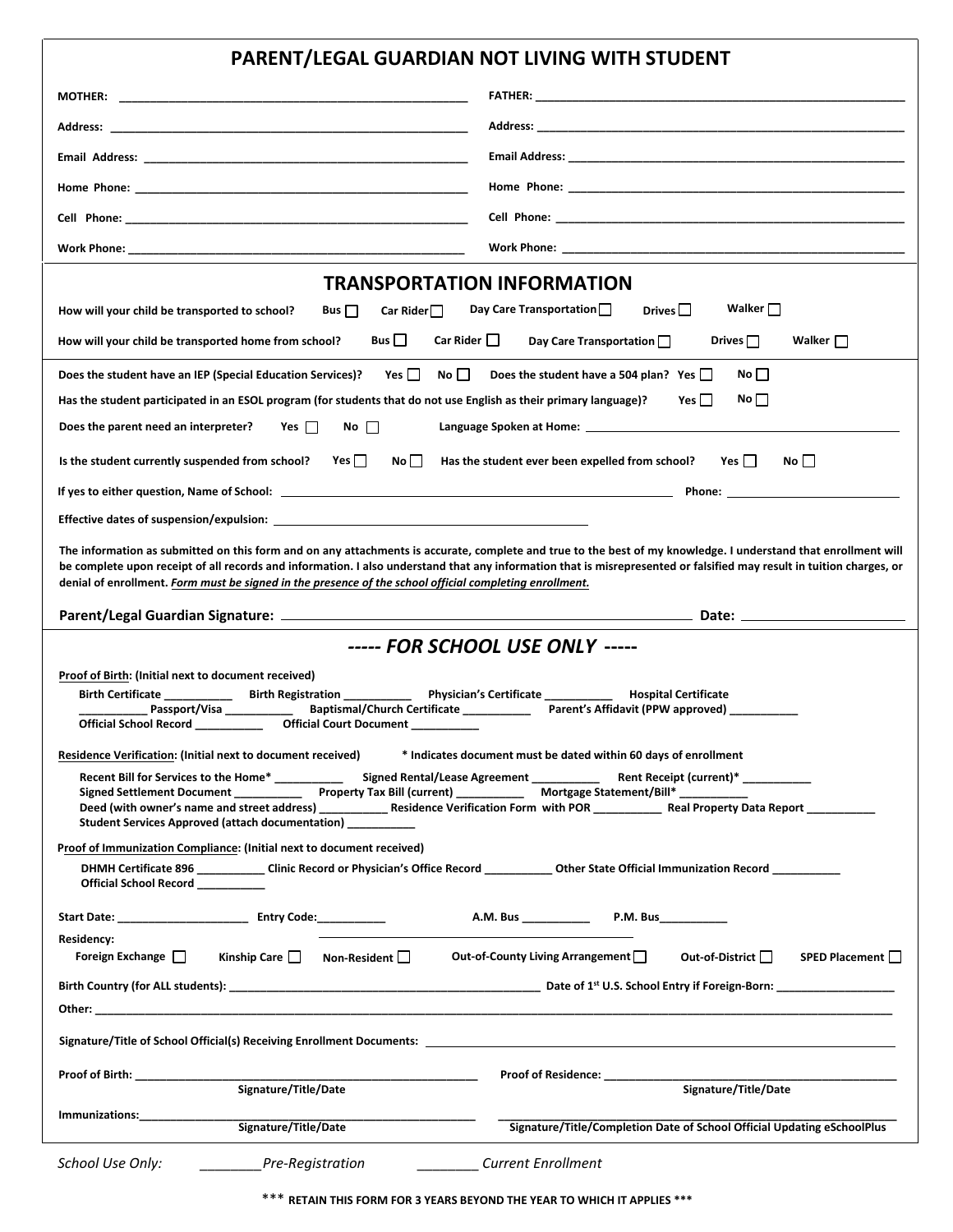## PARENT/LEGAL GUARDIAN NOT LIVING WITH STUDENT

**MOTHER:** ______________________________________________

**Address:** ______________________________________________

**Email Address:** ______________________________________________

**Home Phone:** ______________________________________________

**Cell Phone:** ______________________________________________

**Work Phone:** ______________________________________________

**FATHER:** ______________________________________________

**Address:** ______________________________________________

**Email Address:** ______________________________________________

**Home Phone:** ______________________________________________

**Cell Phone:** ______________________________________________

**Work Phone:** ______________________________________________

## TRANSPORTATION INFORMATION

**How will your child be transported to school?** Bus ☐ Car Rider ☐ Day Care Transportation ☐ Drives ☐ Walker ☐

**How will your child be transported home from school?** Bus ☐ Car Rider ☐ Day Care Transportation ☐ Drives ☐ Walker ☐

**Does the student have an IEP (Special Education Services)?** Yes ☐ No ☐ **Does the student have a 504 plan?** Yes ☐ No ☐

**Has the student participated in an ESOL program (for students that do not use English as their primary language)?** Yes ☐ No ☐

**Does the parent need an interpreter?** Yes ☐ No ☐ **Language Spoken at Home:** ______________________

**Is the student currently suspended from school?** Yes ☐ No ☐ **Has the student ever been expelled from school?** Yes ☐ No ☐

**If yes to either question, Name of School:** ______________________ **Phone:** ______________

**Effective dates of suspension/expulsion:** ______________________

**The information as submitted on this form and on any attachments is accurate, complete and true to the best of my knowledge. I understand that enrollment will be complete upon receipt of all records and information. I also understand that any information that is misrepresented or falsified may result in tuition charges, or denial of enrollment. *Form must be signed in the presence of the school official completing enrollment.***

**Parent/Legal Guardian Signature:** ______________________ **Date:** ______________

## ----- *FOR SCHOOL USE ONLY* -----

**Proof of Birth: (Initial next to document received)**

Birth Certificate ___________ Birth Registration ___________ Physician's Certificate ___________ Hospital Certificate ___________ Passport/Visa ___________ Baptismal/Church Certificate ___________ Parent's Affidavit (PPW approved) ___________ Official School Record ___________ Official Court Document ___________

**Residence Verification: (Initial next to document received)** * Indicates document must be dated within 60 days of enrollment

Recent Bill for Services to the Home* ___________ Signed Rental/Lease Agreement ___________ Rent Receipt (current)* ___________ Signed Settlement Document ___________ Property Tax Bill (current) ___________ Mortgage Statement/Bill* ___________ Deed (with owner's name and street address) ___________ Residence Verification Form with POR ___________ Real Property Data Report ___________ Student Services Approved (attach documentation) ___________

**Proof of Immunization Compliance: (Initial next to document received)**

DHMH Certificate 896 ___________ Clinic Record or Physician's Office Record ___________ Other State Official Immunization Record ___________ Official School Record ___________

**Start Date:** ______________ **Entry Code:** ___________ **A.M. Bus** ___________ **P.M. Bus** ___________

**Residency:** ______________________

Foreign Exchange ☐ Kinship Care ☐ Non-Resident ☐ Out-of-County Living Arrangement ☐ Out-of-District ☐ SPED Placement ☐

**Birth Country (for ALL students):** ______________________ **Date of 1st U.S. School Entry if Foreign-Born:** ______________

**Other:** ______________________________________________

**Signature/Title of School Official(s) Receiving Enrollment Documents:** ______________________

**Proof of Birth:** ______________________
Signature/Title/Date

**Proof of Residence:** ______________________
Signature/Title/Date

**Immunizations:** ______________________
Signature/Title/Date

______________________
Signature/Title/Completion Date of School Official Updating eSchoolPlus

*School Use Only:* ________ *Pre-Registration* ________ *Current Enrollment*

*** **RETAIN THIS FORM FOR 3 YEARS BEYOND THE YEAR TO WHICH IT APPLIES** ***